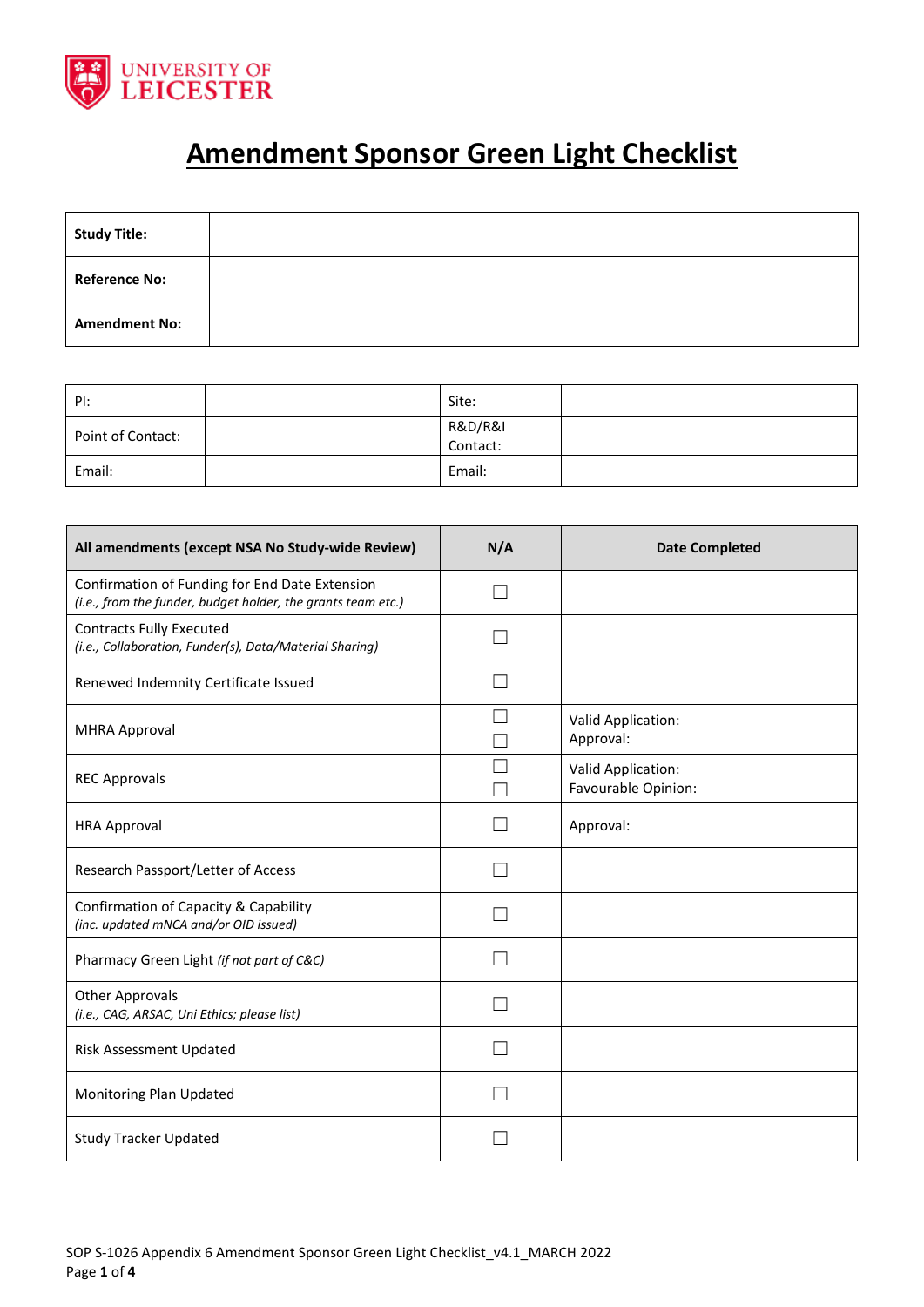# Amendment Sponsor Green Light Checklist

| **Study Title:** | |
|---|---|
| **Reference No:** | |
| **Amendment No:** | |

| PI: | | Site: | |
|---|---|---|---|
| Point of Contact: | | R&D/R&I Contact: | |
| Email: | | Email: | |

| **All amendments (except NSA No Study-wide Review)** | **N/A** | **Date Completed** |
|---|---|---|
| Confirmation of Funding for End Date Extension *(i.e., from the funder, budget holder, the grants team etc.)* | ☐ | |
| Contracts Fully Executed *(i.e., Collaboration, Funder(s), Data/Material Sharing)* | ☐ | |
| Renewed Indemnity Certificate Issued | ☐ | |
| MHRA Approval | ☐ ☐ | Valid Application: Approval: |
| REC Approvals | ☐ ☐ | Valid Application: Favourable Opinion: |
| HRA Approval | ☐ | Approval: |
| Research Passport/Letter of Access | ☐ | |
| Confirmation of Capacity & Capability *(inc. updated mNCA and/or OID issued)* | ☐ | |
| Pharmacy Green Light *(if not part of C&C)* | ☐ | |
| Other Approvals *(i.e., CAG, ARSAC, Uni Ethics; please list)* | ☐ | |
| Risk Assessment Updated | ☐ | |
| Monitoring Plan Updated | ☐ | |
| Study Tracker Updated | ☐ | |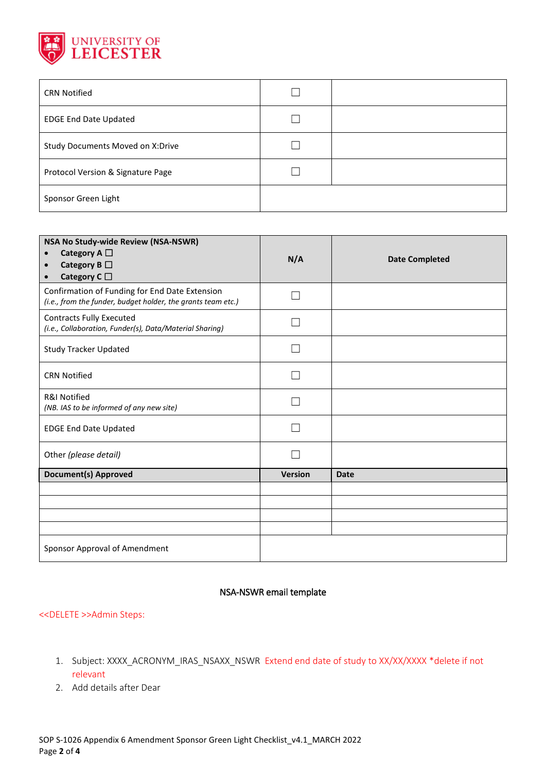| CRN Notified | ☐ | |
|---|---|---|
| EDGE End Date Updated | ☐ | |
| Study Documents Moved on X:Drive | ☐ | |
| Protocol Version & Signature Page | ☐ | |
| Sponsor Green Light | | |

| **NSA No Study-wide Review (NSA-NSWR)**<br>• **Category A** ☐<br>• **Category B** ☐<br>• **Category C** ☐ | **N/A** | **Date Completed** |
|---|---|---|
| Confirmation of Funding for End Date Extension<br>*(i.e., from the funder, budget holder, the grants team etc.)* | ☐ | |
| Contracts Fully Executed<br>*(i.e., Collaboration, Funder(s), Data/Material Sharing)* | ☐ | |
| Study Tracker Updated | ☐ | |
| CRN Notified | ☐ | |
| R&I Notified<br>*(NB. IAS to be informed of any new site)* | ☐ | |
| EDGE End Date Updated | ☐ | |
| Other *(please detail)* | ☐ | |
| **Document(s) Approved** | **Version** | **Date** |
| | | |
| | | |
| | | |
| | | |
| Sponsor Approval of Amendment | | |

NSA-NSWR email template

<<DELETE >>Admin Steps:

1. Subject: XXXX_ACRONYM_IRAS_NSAXX_NSWR Extend end date of study to XX/XX/XXXX *delete if not relevant
2. Add details after Dear

SOP S-1026 Appendix 6 Amendment Sponsor Green Light Checklist_v4.1_MARCH 2022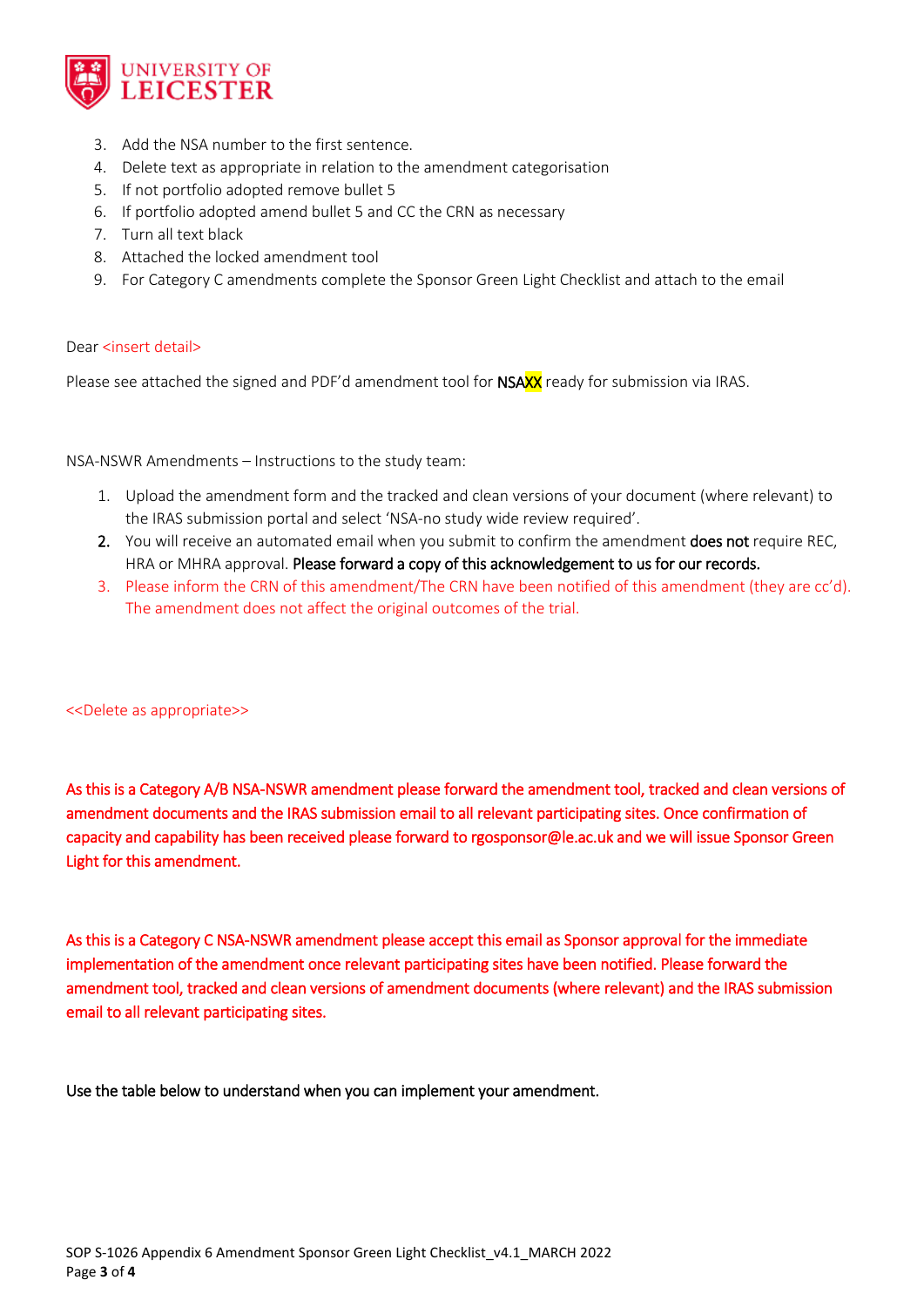3. Add the NSA number to the first sentence.
4. Delete text as appropriate in relation to the amendment categorisation
5. If not portfolio adopted remove bullet 5
6. If portfolio adopted amend bullet 5 and CC the CRN as necessary
7. Turn all text black
8. Attached the locked amendment tool
9. For Category C amendments complete the Sponsor Green Light Checklist and attach to the email

Dear <insert detail>

Please see attached the signed and PDF'd amendment tool for NSAXX ready for submission via IRAS.

NSA-NSWR Amendments – Instructions to the study team:

1. Upload the amendment form and the tracked and clean versions of your document (where relevant) to the IRAS submission portal and select 'NSA-no study wide review required'.
2. You will receive an automated email when you submit to confirm the amendment **does not** require REC, HRA or MHRA approval. **Please forward a copy of this acknowledgement to us for our records.**
3. Please inform the CRN of this amendment/The CRN have been notified of this amendment (they are cc'd). The amendment does not affect the original outcomes of the trial.

<<Delete as appropriate>>

As this is a Category A/B NSA-NSWR amendment please forward the amendment tool, tracked and clean versions of amendment documents and the IRAS submission email to all relevant participating sites. Once confirmation of capacity and capability has been received please forward to rgosponsor@le.ac.uk and we will issue Sponsor Green Light for this amendment.

As this is a Category C NSA-NSWR amendment please accept this email as Sponsor approval for the immediate implementation of the amendment once relevant participating sites have been notified. Please forward the amendment tool, tracked and clean versions of amendment documents (where relevant) and the IRAS submission email to all relevant participating sites.

Use the table below to understand when you can implement your amendment.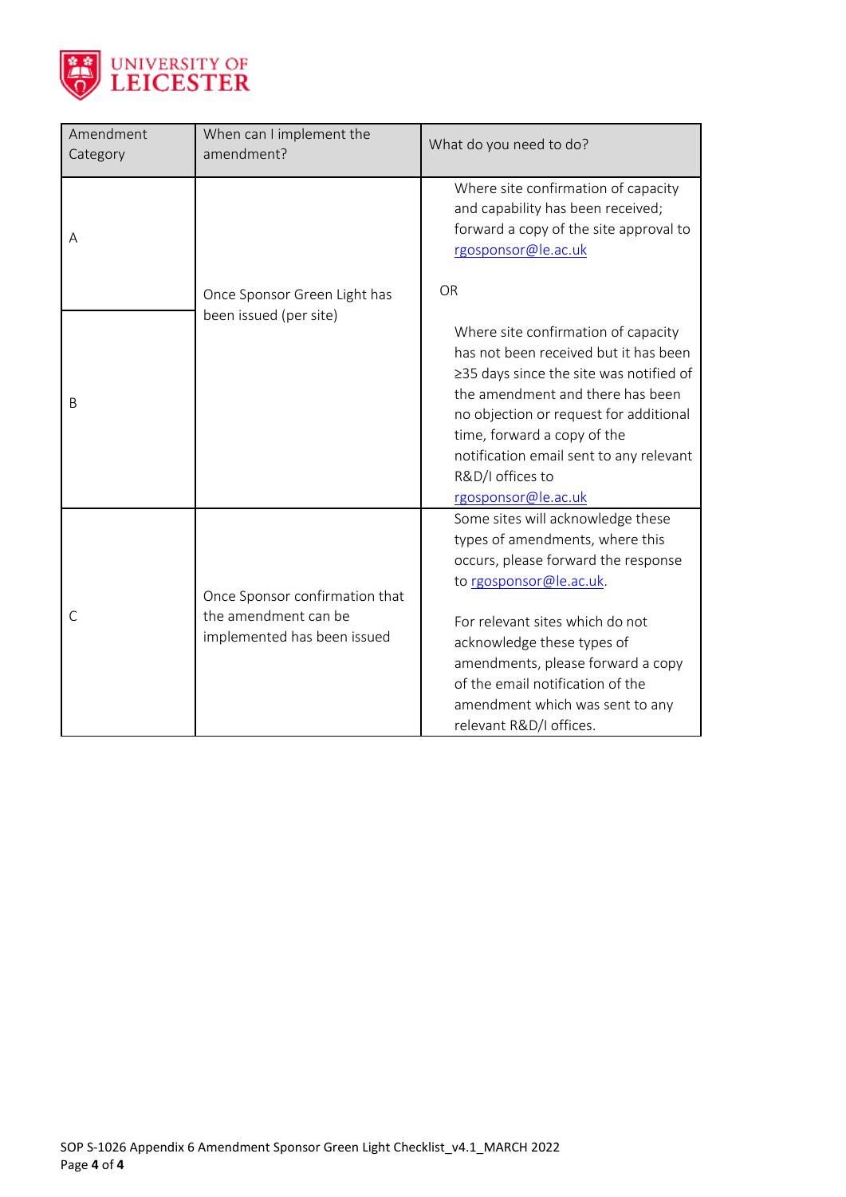| Amendment Category | When can I implement the amendment? | What do you need to do? |
| --- | --- | --- |
| A | Once Sponsor Green Light has been issued (per site) | Where site confirmation of capacity and capability has been received; forward a copy of the site approval to rgosponsor@le.ac.uk<br><br>OR<br><br>Where site confirmation of capacity has not been received but it has been ≥35 days since the site was notified of the amendment and there has been no objection or request for additional time, forward a copy of the notification email sent to any relevant R&D/I offices to rgosponsor@le.ac.uk |
| B | | |
| C | Once Sponsor confirmation that the amendment can be implemented has been issued | Some sites will acknowledge these types of amendments, where this occurs, please forward the response to rgosponsor@le.ac.uk.<br><br>For relevant sites which do not acknowledge these types of amendments, please forward a copy of the email notification of the amendment which was sent to any relevant R&D/I offices. |

SOP S-1026 Appendix 6 Amendment Sponsor Green Light Checklist_v4.1_MARCH 2022